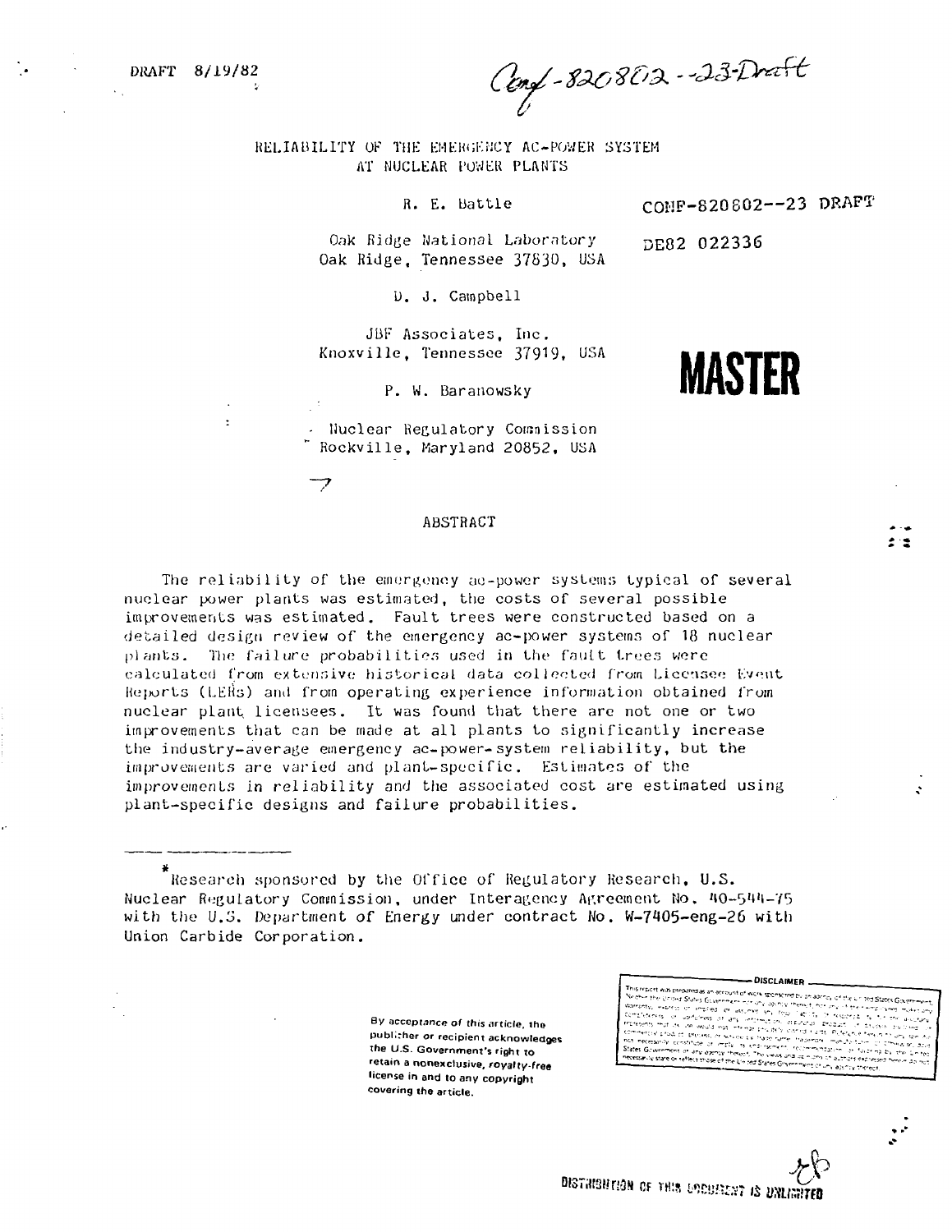DRAFT 8/19/82

Conf-820802--23-Draft

# RELIABILITY OF THE EMERGENCY AC-POWER SYSTEM AT NUCLEAR POWER PLANTS

CONF-820802--23 DRAFT

DE82 022336

R. E. Battle

Oak Ridge National Laboratory
Oak Ridge, Tennessee 37830, USA

D. J. Campbell

JBF Associates, Inc.
Knoxville, Tennessee 37919, USA

P. W. Baranowsky

Nuclear Regulatory Commission
Rockville, Maryland 20852, USA

**MASTER**

## ABSTRACT

The reliability of the emergency ac-power systems typical of several nuclear power plants was estimated, the costs of several possible improvements was estimated. Fault trees were constructed based on a detailed design review of the emergency ac-power systems of 18 nuclear plants. The failure probabilities used in the fault trees were calculated from extensive historical data collected from Licensee Event Reports (LERs) and from operating experience information obtained from nuclear plant licensees. It was found that there are not one or two improvements that can be made at all plants to significantly increase the industry-average emergency ac-power-system reliability, but the improvements are varied and plant-specific. Estimates of the improvements in reliability and the associated cost are estimated using plant-specific designs and failure probabilities.

---

*Research sponsored by the Office of Regulatory Research, U.S. Nuclear Regulatory Commission, under Interagency Agreement No. 40-544-75 with the U.S. Department of Energy under contract No. W-7405-eng-26 with Union Carbide Corporation.

By acceptance of this article, the publisher or recipient acknowledges the U.S. Government's right to retain a nonexclusive, royalty-free license in and to any copyright covering the article.

DISTRIBUTION OF THIS DOCUMENT IS UNLIMITED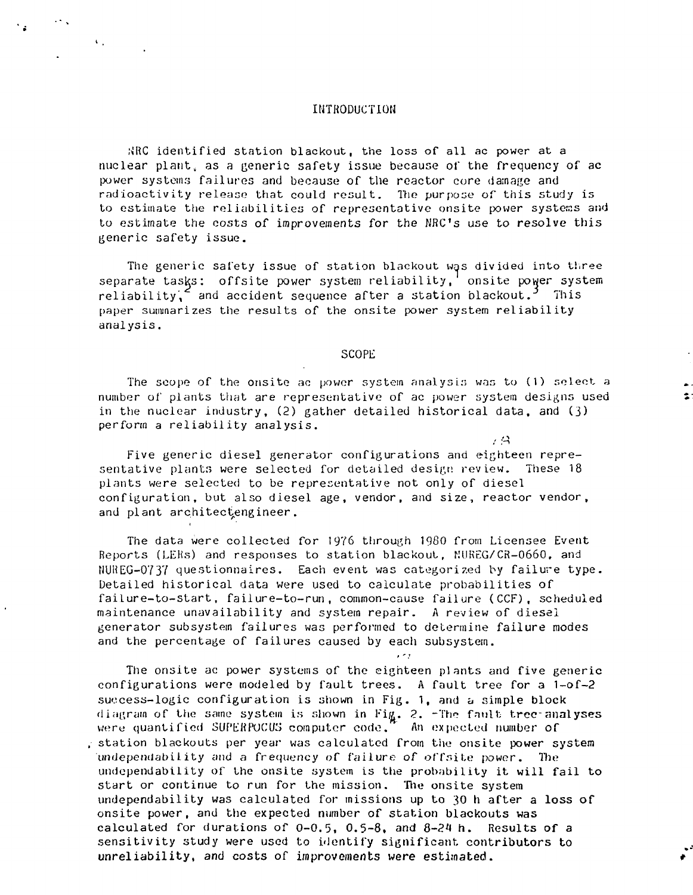## INTRODUCTION

NRC identified station blackout, the loss of all ac power at a nuclear plant, as a generic safety issue because of the frequency of ac power systems failures and because of the reactor core damage and radioactivity release that could result. The purpose of this study is to estimate the reliabilities of representative onsite power systems and to estimate the costs of improvements for the NRC's use to resolve this generic safety issue.

The generic safety issue of station blackout was divided into three separate tasks: offsite power system reliability,[1] onsite power system reliability,[2] and accident sequence after a station blackout.[3] This paper summarizes the results of the onsite power system reliability analysis.

## SCOPE

The scope of the onsite ac power system analysis was to (1) select a number of plants that are representative of ac power system designs used in the nuclear industry, (2) gather detailed historical data, and (3) perform a reliability analysis.

Five generic diesel generator configurations and eighteen representative plants were selected for detailed design review. These 18 plants were selected to be representative not only of diesel configuration, but also diesel age, vendor, and size, reactor vendor, and plant architect-engineer.

The data were collected for 1976 through 1980 from Licensee Event Reports (LERs) and responses to station blackout, NUREG/CR-0660, and NUREG-0737 questionnaires. Each event was categorized by failure type. Detailed historical data were used to calculate probabilities of failure-to-start, failure-to-run, common-cause failure (CCF), scheduled maintenance unavailability and system repair. A review of diesel generator subsystem failures was performed to determine failure modes and the percentage of failures caused by each subsystem.

The onsite ac power systems of the eighteen plants and five generic configurations were modeled by fault trees. A fault tree for a 1-of-2 success-logic configuration is shown in Fig. 1, and a simple block diagram of the same system is shown in Fig. 2. The fault tree analyses were quantified SUPERPOCUS computer code.[4] An expected number of station blackouts per year was calculated from the onsite power system undependability and a frequency of failure of offsite power. The undependability of the onsite system is the probability it will fail to start or continue to run for the mission. The onsite system undependability was calculated for missions up to 30 h after a loss of onsite power, and the expected number of station blackouts was calculated for durations of 0-0.5, 0.5-8, and 8-24 h. Results of a sensitivity study were used to identify significant contributors to unreliability, and costs of improvements were estimated.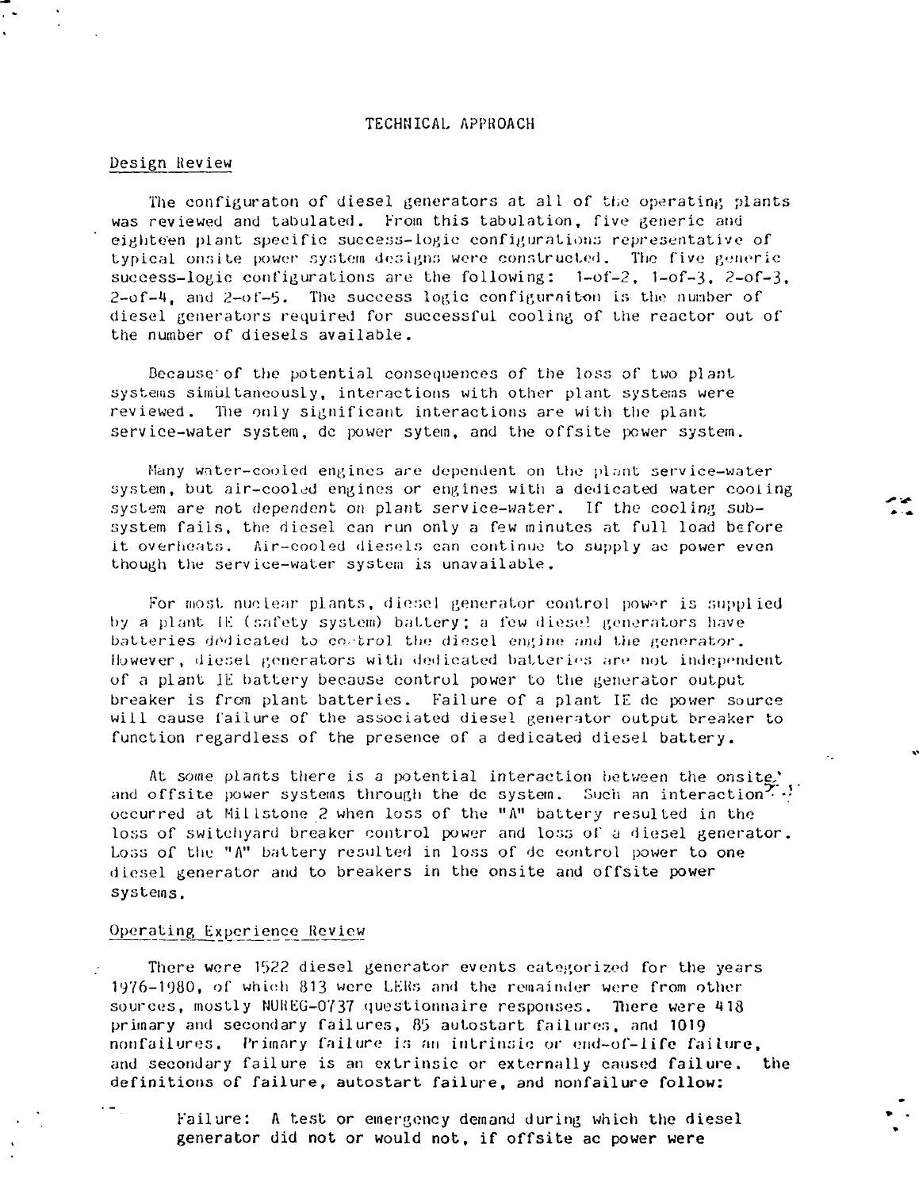# TECHNICAL APPROACH

## Design Review

The configuraton of diesel generators at all of the operating plants was reviewed and tabulated. From this tabulation, five generic and eighteen plant specific success-logic configurations representative of typical onsite power system designs were constructed. The five generic success-logic configurations are the following: 1-of-2, 1-of-3, 2-of-3, 2-of-4, and 2-of-5. The success logic configuraiton is the number of diesel generators required for successful cooling of the reactor out of the number of diesels available.

Because of the potential consequences of the loss of two plant systems simultaneously, interactions with other plant systems were reviewed. The only significant interactions are with the plant service-water system, dc power sytem, and the offsite power system.

Many water-cooled engines are dependent on the plant service-water system, but air-cooled engines or engines with a dedicated water cooling system are not dependent on plant service-water. If the cooling subsystem fails, the diesel can run only a few minutes at full load before it overheats. Air-cooled diesels can continue to supply ac power even though the service-water system is unavailable.

For most nuclear plants, diesel generator control power is supplied by a plant IE (safety system) battery; a few diesel generators have batteries dedicated to control the diesel engine and the generator. However, diesel generators with dedicated batteries are not independent of a plant IE battery because control power to the generator output breaker is from plant batteries. Failure of a plant IE dc power source will cause failure of the associated diesel generator output breaker to function regardless of the presence of a dedicated diesel battery.

At some plants there is a potential interaction between the onsite and offsite power systems through the dc system. Such an interaction occurred at Millstone 2 when loss of the "A" battery resulted in the loss of switchyard breaker control power and loss of a diesel generator. Loss of the "A" battery resulted in loss of dc control power to one diesel generator and to breakers in the onsite and offsite power systems.

## Operating Experience Review

There were 1522 diesel generator events categorized for the years 1976-1980, of which 813 were LERs and the remainder were from other sources, mostly NUREG-0737 questionnaire responses. There were 418 primary and secondary failures, 85 autostart failures, and 1019 nonfailures. Primary failure is an intrinsic or end-of-life failure, and secondary failure is an extrinsic or externally caused failure. the definitions of failure, autostart failure, and nonfailure follow:

Failure: A test or emergency demand during which the diesel generator did not or would not, if offsite ac power were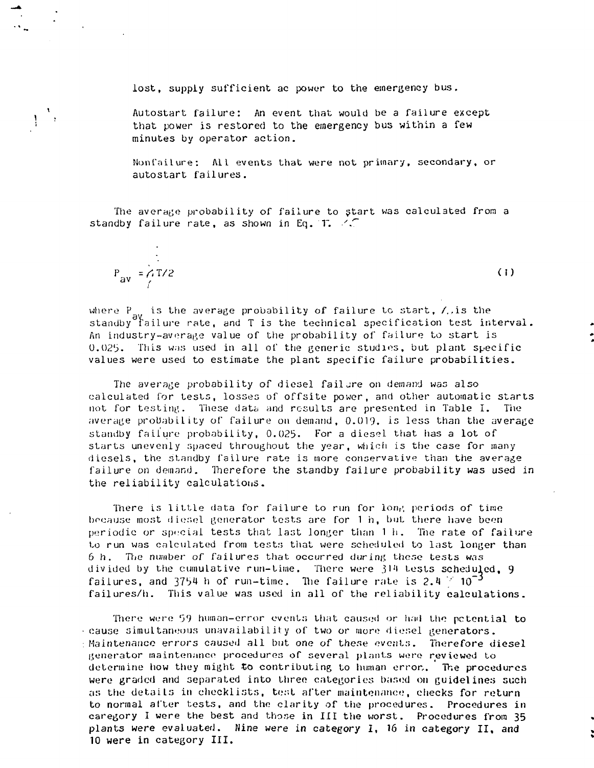lost, supply sufficient ac power to the emergency bus.

Autostart failure: An event that would be a failure except that power is restored to the emergency bus within a few minutes by operator action.

Nonfailure: All events that were not primary, secondary, or autostart failures.

The average probability of failure to start was calculated from a standby failure rate, as shown in Eq. 1.

$$P_{av} = \lambda T/2 \tag{1}$$

where $P_{av}$ is the average probability of failure to start, $\lambda$ is the standby failure rate, and T is the technical specification test interval. An industry-average value of the probability of failure to start is 0.025. This was used in all of the generic studies, but plant specific values were used to estimate the plant specific failure probabilities.

The average probability of diesel failure on demand was also calculated for tests, losses of offsite power, and other automatic starts not for testing. These data and results are presented in Table I. The average probability of failure on demand, 0.019, is less than the average standby failure probability, 0.025. For a diesel that has a lot of starts unevenly spaced throughout the year, which is the case for many diesels, the standby failure rate is more conservative than the average failure on demand. Therefore the standby failure probability was used in the reliability calculations.

There is little data for failure to run for long periods of time because most diesel generator tests are for 1 h, but there have been periodic or special tests that last longer than 1 h. The rate of failure to run was calculated from tests that were scheduled to last longer than 6 h. The number of failures that occurred during these tests was divided by the cumulative run-time. There were 314 tests scheduled, 9 failures, and 3754 h of run-time. The failure rate is $2.4 \times 10^{-3}$ failures/h. This value was used in all of the reliability calculations.

There were 59 human-error events that caused or had the potential to cause simultaneous unavailability of two or more diesel generators. Maintenance errors caused all but one of these events. Therefore diesel generator maintenance procedures of several plants were reviewed to determine how they might to contributing to human error. The procedures were graded and separated into three categories based on guidelines such as the details in checklists, test after maintenance, checks for return to normal after tests, and the clarity of the procedures. Procedures in category I were the best and those in III the worst. Procedures from 35 plants were evaluated. Nine were in category I, 16 in category II, and 10 were in category III.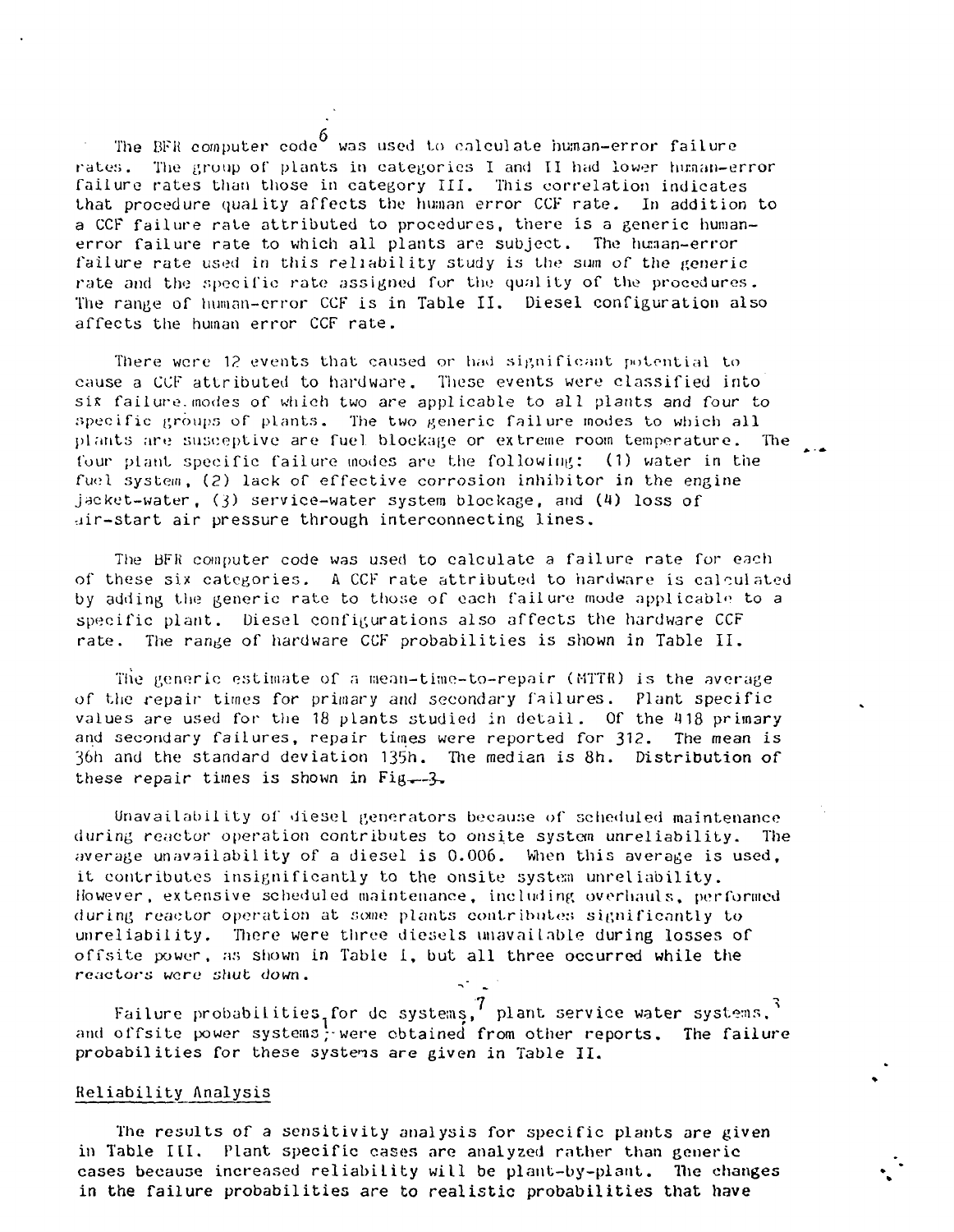The BFR computer code[6] was used to calculate human-error failure rates. The group of plants in categories I and II had lower human-error failure rates than those in category III. This correlation indicates that procedure quality affects the human error CCF rate. In addition to a CCF failure rate attributed to procedures, there is a generic human-error failure rate to which all plants are subject. The human-error failure rate used in this reliability study is the sum of the generic rate and the specific rate assigned for the quality of the procedures. The range of human-error CCF is in Table II. Diesel configuration also affects the human error CCF rate.

There were 12 events that caused or had significant potential to cause a CCF attributed to hardware. These events were classified into six failure modes of which two are applicable to all plants and four to specific groups of plants. The two generic failure modes to which all plants are susceptive are fuel blockage or extreme room temperature. The four plant specific failure modes are the following: (1) water in the fuel system, (2) lack of effective corrosion inhibitor in the engine jacket-water, (3) service-water system blockage, and (4) loss of air-start air pressure through interconnecting lines.

The BFR computer code was used to calculate a failure rate for each of these six categories. A CCF rate attributed to hardware is calculated by adding the generic rate to those of each failure mode applicable to a specific plant. Diesel configurations also affects the hardware CCF rate. The range of hardware CCF probabilities is shown in Table II.

The generic estimate of a mean-time-to-repair (MTTR) is the average of the repair times for primary and secondary failures. Plant specific values are used for the 18 plants studied in detail. Of the 418 primary and secondary failures, repair times were reported for 312. The mean is 36h and the standard deviation 135h. The median is 8h. Distribution of these repair times is shown in Fig. 3.

Unavailability of diesel generators because of scheduled maintenance during reactor operation contributes to onsite system unreliability. The average unavailability of a diesel is 0.006. When this average is used, it contributes insignificantly to the onsite system unreliability. However, extensive scheduled maintenance, including overhauls, performed during reactor operation at some plants contributes significantly to unreliability. There were three diesels unavailable during losses of offsite power, as shown in Table I, but all three occurred while the reactors were shut down.

Failure probabilities for dc systems,[7] plant service water systems,[3] and offsite power systems[1] were obtained from other reports. The failure probabilities for these systems are given in Table II.

## Reliability Analysis

The results of a sensitivity analysis for specific plants are given in Table III. Plant specific cases are analyzed rather than generic cases because increased reliability will be plant-by-plant. The changes in the failure probabilities are to realistic probabilities that have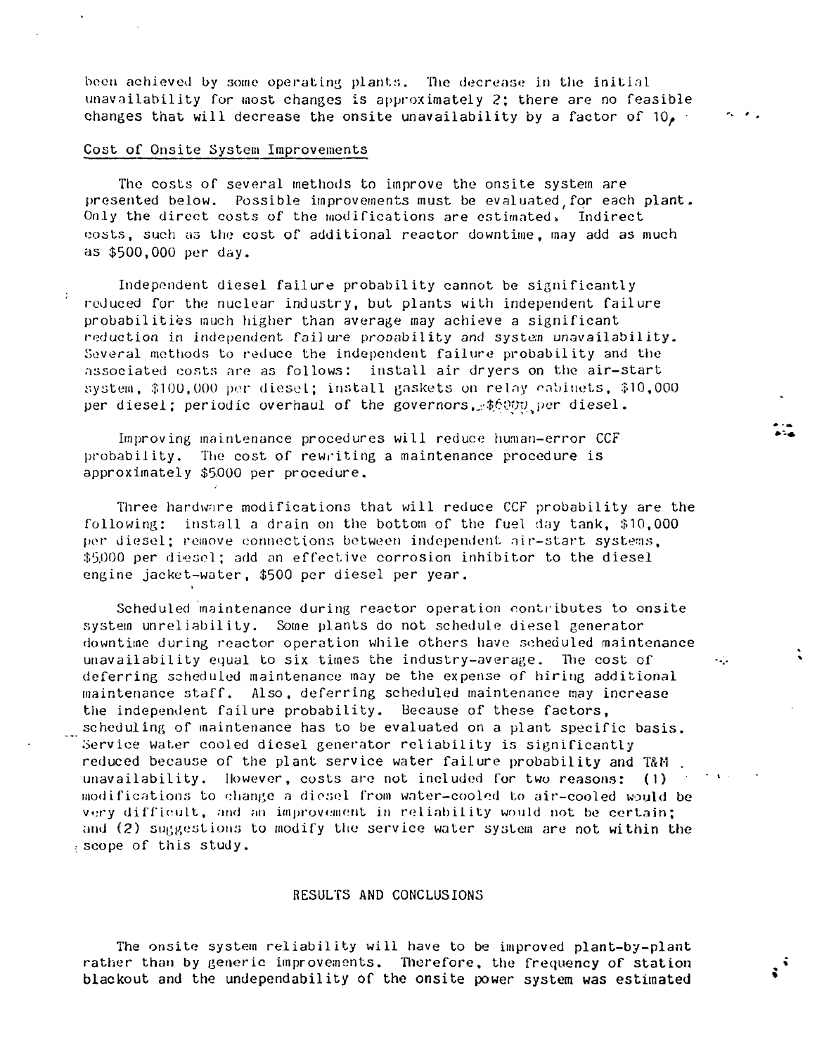been achieved by some operating plants. The decrease in the initial unavailability for most changes is approximately 2; there are no feasible changes that will decrease the onsite unavailability by a factor of 10.

## Cost of Onsite System Improvements

The costs of several methods to improve the onsite system are presented below. Possible improvements must be evaluated for each plant. Only the direct costs of the modifications are estimated. Indirect costs, such as the cost of additional reactor downtime, may add as much as $500,000 per day.

Independent diesel failure probability cannot be significantly reduced for the nuclear industry, but plants with independent failure probabilities much higher than average may achieve a significant reduction in independent failure probability and system unavailability. Several methods to reduce the independent failure probability and the associated costs are as follows: install air dryers on the air-start system, $100,000 per diesel; install gaskets on relay cabinets, $10,000 per diesel; periodic overhaul of the governors, $6000 per diesel.

Improving maintenance procedures will reduce human-error CCF probability. The cost of rewriting a maintenance procedure is approximately $5000 per procedure.

Three hardware modifications that will reduce CCF probability are the following: install a drain on the bottom of the fuel day tank, $10,000 per diesel; remove connections between independent air-start systems, $5000 per diesel; add an effective corrosion inhibitor to the diesel engine jacket-water, $500 per diesel per year.

Scheduled maintenance during reactor operation contributes to onsite system unreliability. Some plants do not schedule diesel generator downtime during reactor operation while others have scheduled maintenance unavailability equal to six times the industry-average. The cost of deferring scheduled maintenance may be the expense of hiring additional maintenance staff. Also, deferring scheduled maintenance may increase the independent failure probability. Because of these factors, scheduling of maintenance has to be evaluated on a plant specific basis. Service water cooled diesel generator reliability is significantly reduced because of the plant service water failure probability and T&M unavailability. However, costs are not included for two reasons: (1) modifications to change a diesel from water-cooled to air-cooled would be very difficult, and an improvement in reliability would not be certain; and (2) suggestions to modify the service water system are not within the scope of this study.

## RESULTS AND CONCLUSIONS

The onsite system reliability will have to be improved plant-by-plant rather than by generic improvements. Therefore, the frequency of station blackout and the undependability of the onsite power system was estimated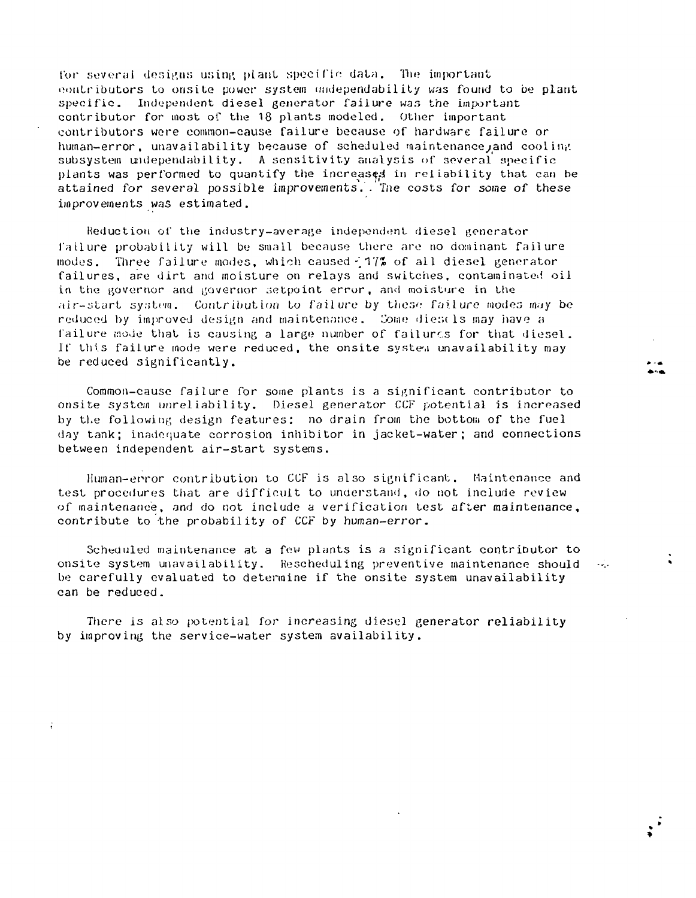for several designs using plant specific data. The important contributors to onsite power system undependability was found to be plant specific. Independent diesel generator failure was the important contributor for most of the 18 plants modeled. Other important contributors were common-cause failure because of hardware failure or human-error, unavailability because of scheduled maintenance, and cooling subsystem undependability. A sensitivity analysis of several specific plants was performed to quantify the increases in reliability that can be attained for several possible improvements. The costs for some of these improvements was estimated.

Reduction of the industry-average independent diesel generator failure probability will be small because there are no dominant failure modes. Three failure modes, which caused ~17% of all diesel generator failures, are dirt and moisture on relays and switches, contaminated oil in the governor and governor setpoint error, and moisture in the air-start system. Contribution to failure by these failure modes may be reduced by improved design and maintenance. Some diesels may have a failure mode that is causing a large number of failures for that diesel. If this failure mode were reduced, the onsite system unavailability may be reduced significantly.

Common-cause failure for some plants is a significant contributor to onsite system unreliability. Diesel generator CCF potential is increased by the following design features: no drain from the bottom of the fuel day tank; inadequate corrosion inhibitor in jacket-water; and connections between independent air-start systems.

Human-error contribution to CCF is also significant. Maintenance and test procedures that are difficult to understand, do not include review of maintenance, and do not include a verification test after maintenance, contribute to the probability of CCF by human-error.

Scheduled maintenance at a few plants is a significant contributor to onsite system unavailability. Rescheduling preventive maintenance should be carefully evaluated to determine if the onsite system unavailability can be reduced.

There is also potential for increasing diesel generator reliability by improving the service-water system availability.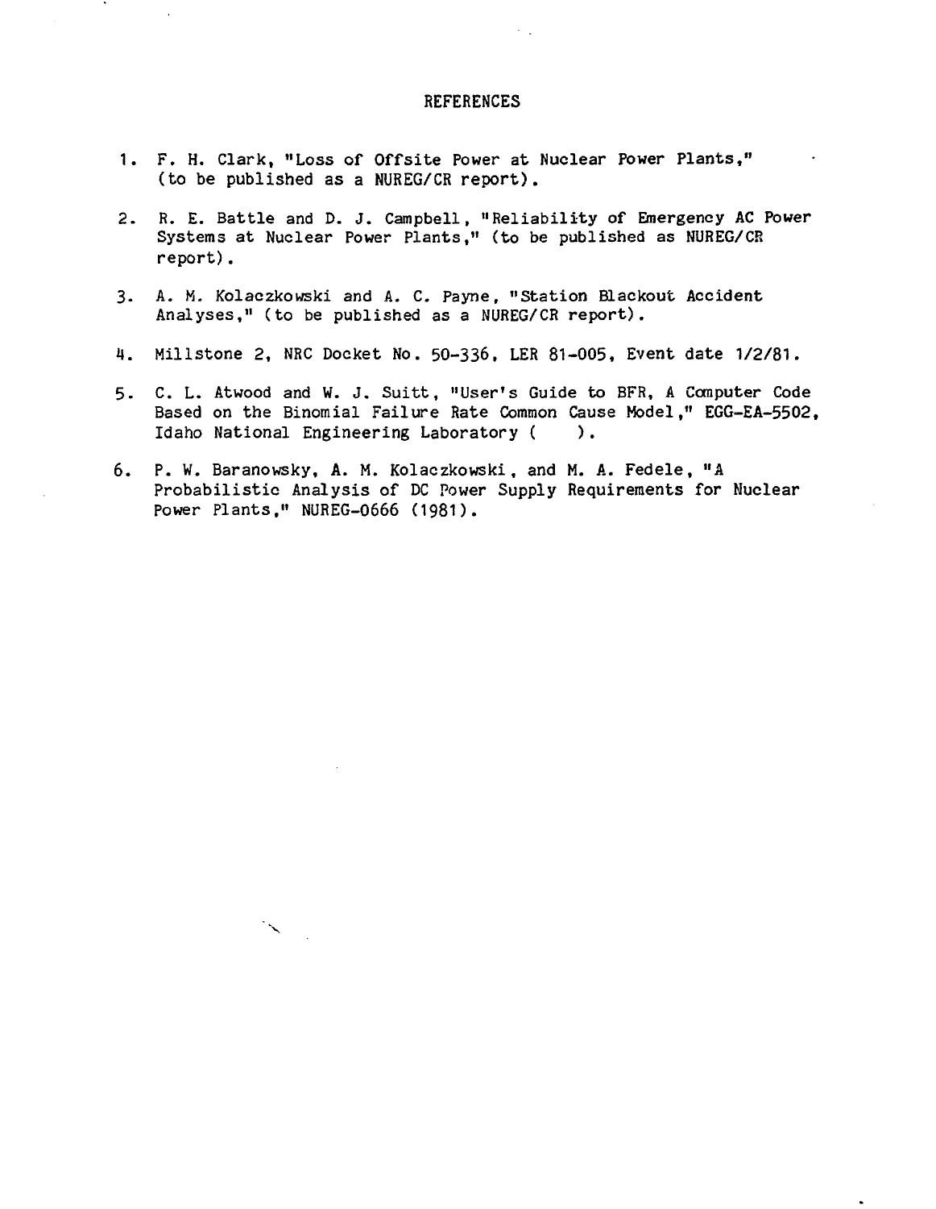# REFERENCES

1. F. H. Clark, "Loss of Offsite Power at Nuclear Power Plants," (to be published as a NUREG/CR report).

2. R. E. Battle and D. J. Campbell, "Reliability of Emergency AC Power Systems at Nuclear Power Plants," (to be published as NUREG/CR report).

3. A. M. Kolaczkowski and A. C. Payne, "Station Blackout Accident Analyses," (to be published as a NUREG/CR report).

4. Millstone 2, NRC Docket No. 50-336, LER 81-005, Event date 1/2/81.

5. C. L. Atwood and W. J. Suitt, "User's Guide to BFR, A Computer Code Based on the Binomial Failure Rate Common Cause Model," EGG-EA-5502, Idaho National Engineering Laboratory ( ).

6. P. W. Baranowsky, A. M. Kolaczkowski, and M. A. Fedele, "A Probabilistic Analysis of DC Power Supply Requirements for Nuclear Power Plants," NUREG-0666 (1981).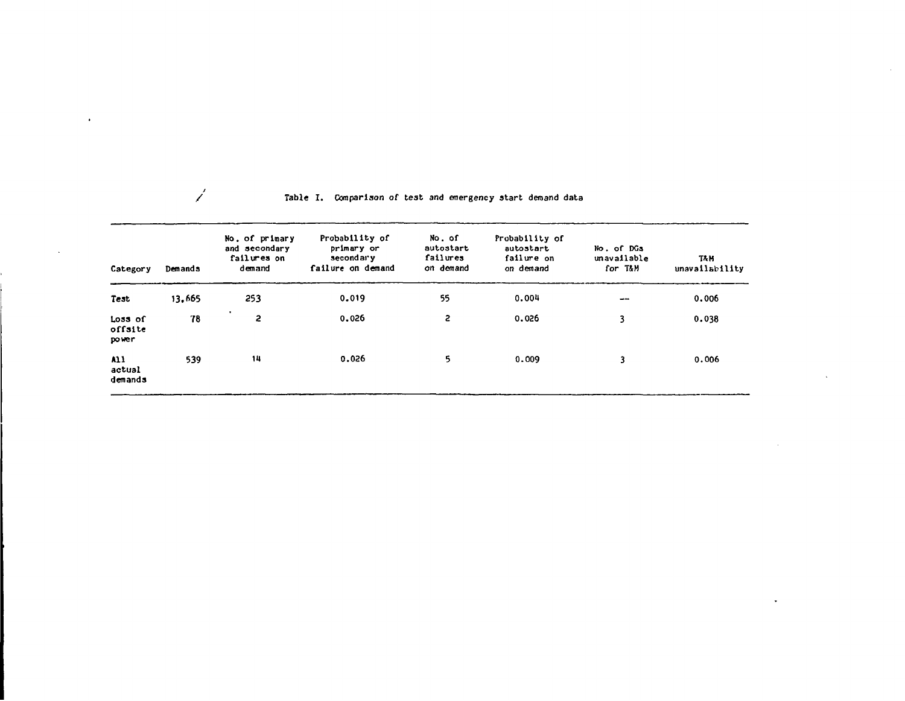Table I. Comparison of test and emergency start demand data

| Category | Demands | No. of primary and secondary failures on demand | Probability of primary or secondary failure on demand | No. of autostart failures on demand | Probability of autostart failure on on demand | No. of DGs unavailable for T&M | T&M unavailability |
|---|---|---|---|---|---|---|---|
| Test | 13,665 | 253 | 0.019 | 55 | 0.004 | — | 0.006 |
| Loss of offsite power | 78 | 2 | 0.026 | 2 | 0.026 | 3 | 0.038 |
| All actual demands | 539 | 14 | 0.026 | 5 | 0.009 | 3 | 0.006 |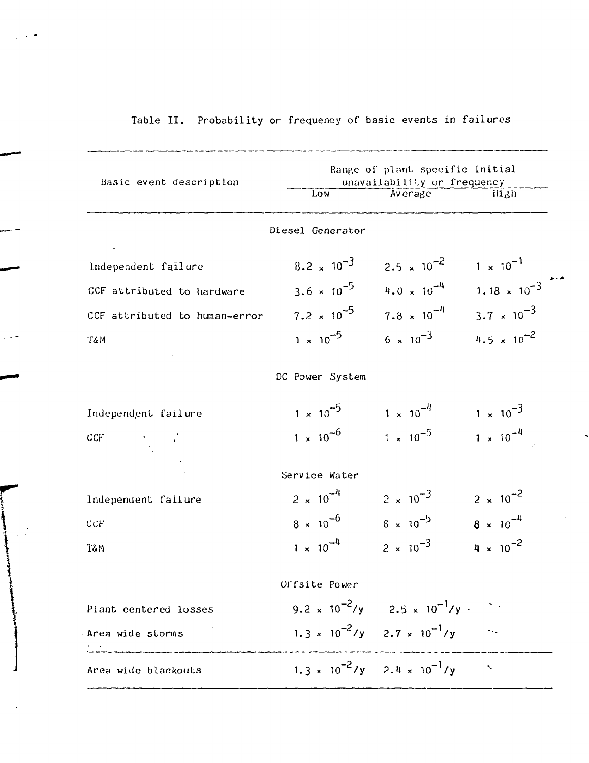Table II. Probability or frequency of basic events in failures

| Basic event description | Range of plant specific initial unavailability or frequency | | |
|---|---|---|---|
| | Low | Average | High |
| **Diesel Generator** | | | |
| Independent failure | $8.2 \times 10^{-3}$ | $2.5 \times 10^{-2}$ | $1 \times 10^{-1}$ |
| CCF attributed to hardware | $3.6 \times 10^{-5}$ | $4.0 \times 10^{-4}$ | $1.18 \times 10^{-3}$ |
| CCF attributed to human-error | $7.2 \times 10^{-5}$ | $7.8 \times 10^{-4}$ | $3.7 \times 10^{-3}$ |
| T&M | $1 \times 10^{-5}$ | $6 \times 10^{-3}$ | $4.5 \times 10^{-2}$ |
| **DC Power System** | | | |
| Independent failure | $1 \times 10^{-5}$ | $1 \times 10^{-4}$ | $1 \times 10^{-3}$ |
| CCF | $1 \times 10^{-6}$ | $1 \times 10^{-5}$ | $1 \times 10^{-4}$ |
| **Service Water** | | | |
| Independent failure | $2 \times 10^{-4}$ | $2 \times 10^{-3}$ | $2 \times 10^{-2}$ |
| CCF | $8 \times 10^{-6}$ | $8 \times 10^{-5}$ | $8 \times 10^{-4}$ |
| T&M | $1 \times 10^{-4}$ | $2 \times 10^{-3}$ | $4 \times 10^{-2}$ |
| **Offsite Power** | | | |
| Plant centered losses | $9.2 \times 10^{-2}$/y | $2.5 \times 10^{-1}$/y | |
| Area wide storms | $1.3 \times 10^{-2}$/y | $2.7 \times 10^{-1}$/y | |
| Area wide blackouts | $1.3 \times 10^{-2}$/y | $2.4 \times 10^{-1}$/y | |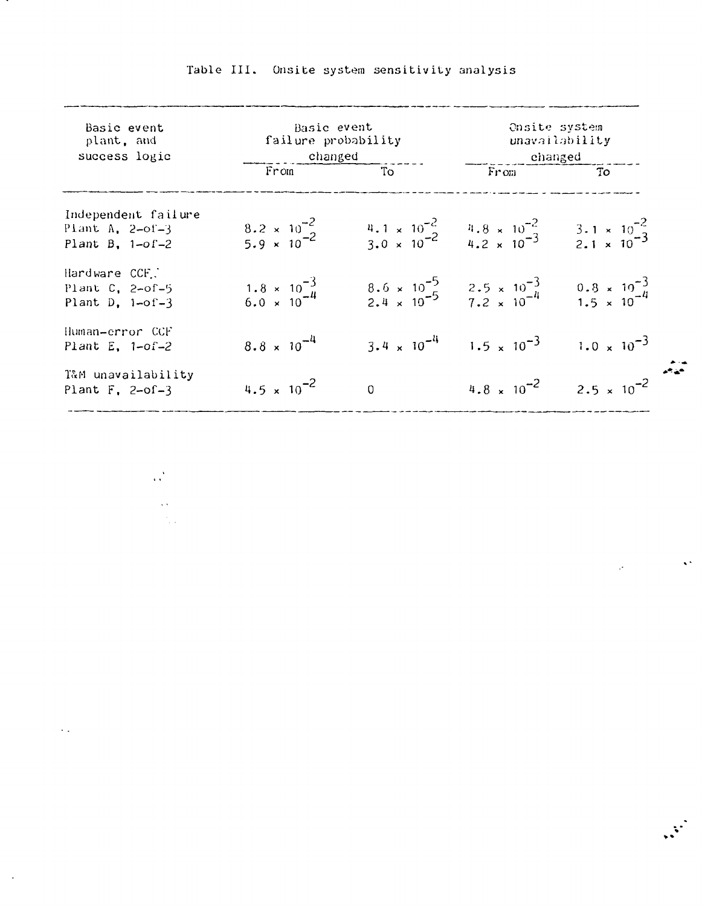Table III. Onsite system sensitivity analysis

| Basic event plant, and success logic | Basic event failure probability changed | | Onsite system unavailability changed | |
|---|---|---|---|---|
| | From | To | From | To |
| Independent failure | | | | |
| Plant A, 2-of-3 | $8.2 \times 10^{-2}$ | $4.1 \times 10^{-2}$ | $4.8 \times 10^{-2}$ | $3.1 \times 10^{-2}$ |
| Plant B, 1-of-2 | $5.9 \times 10^{-2}$ | $3.0 \times 10^{-2}$ | $4.2 \times 10^{-3}$ | $2.1 \times 10^{-3}$ |
| Hardware CCF | | | | |
| Plant C, 2-of-5 | $1.8 \times 10^{-3}$ | $8.6 \times 10^{-5}$ | $2.5 \times 10^{-3}$ | $0.8 \times 10^{-3}$ |
| Plant D, 1-of-3 | $6.0 \times 10^{-4}$ | $2.4 \times 10^{-5}$ | $7.2 \times 10^{-4}$ | $1.5 \times 10^{-4}$ |
| Human-error CCF | | | | |
| Plant E, 1-of-2 | $8.8 \times 10^{-4}$ | $3.4 \times 10^{-4}$ | $1.5 \times 10^{-3}$ | $1.0 \times 10^{-3}$ |
| T&M unavailability | | | | |
| Plant F, 2-of-3 | $4.5 \times 10^{-2}$ | 0 | $4.8 \times 10^{-2}$ | $2.5 \times 10^{-2}$ |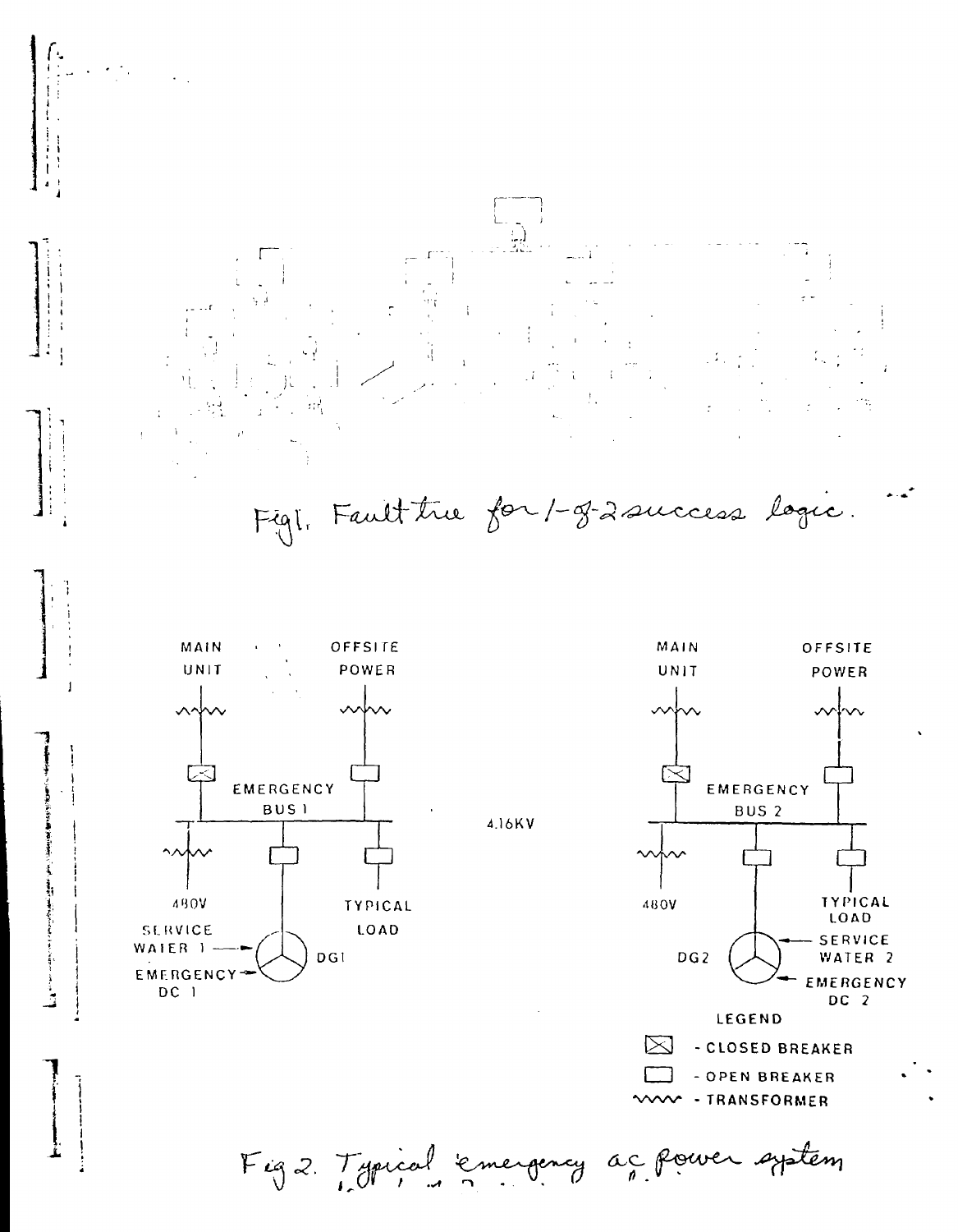Fig 1. Fault tree for 1-of-2 success logic.

MAIN UNIT

OFFSITE POWER

EMERGENCY BUS 1

4.16KV

480V

TYPICAL LOAD

SERVICE WATER 1

EMERGENCY DC 1

DG1

MAIN UNIT

OFFSITE POWER

EMERGENCY BUS 2

480V

TYPICAL LOAD

SERVICE WATER 2

EMERGENCY DC 2

DG2

LEGEND

- CLOSED BREAKER

- OPEN BREAKER

- TRANSFORMER

Fig 2. Typical emergency ac power system